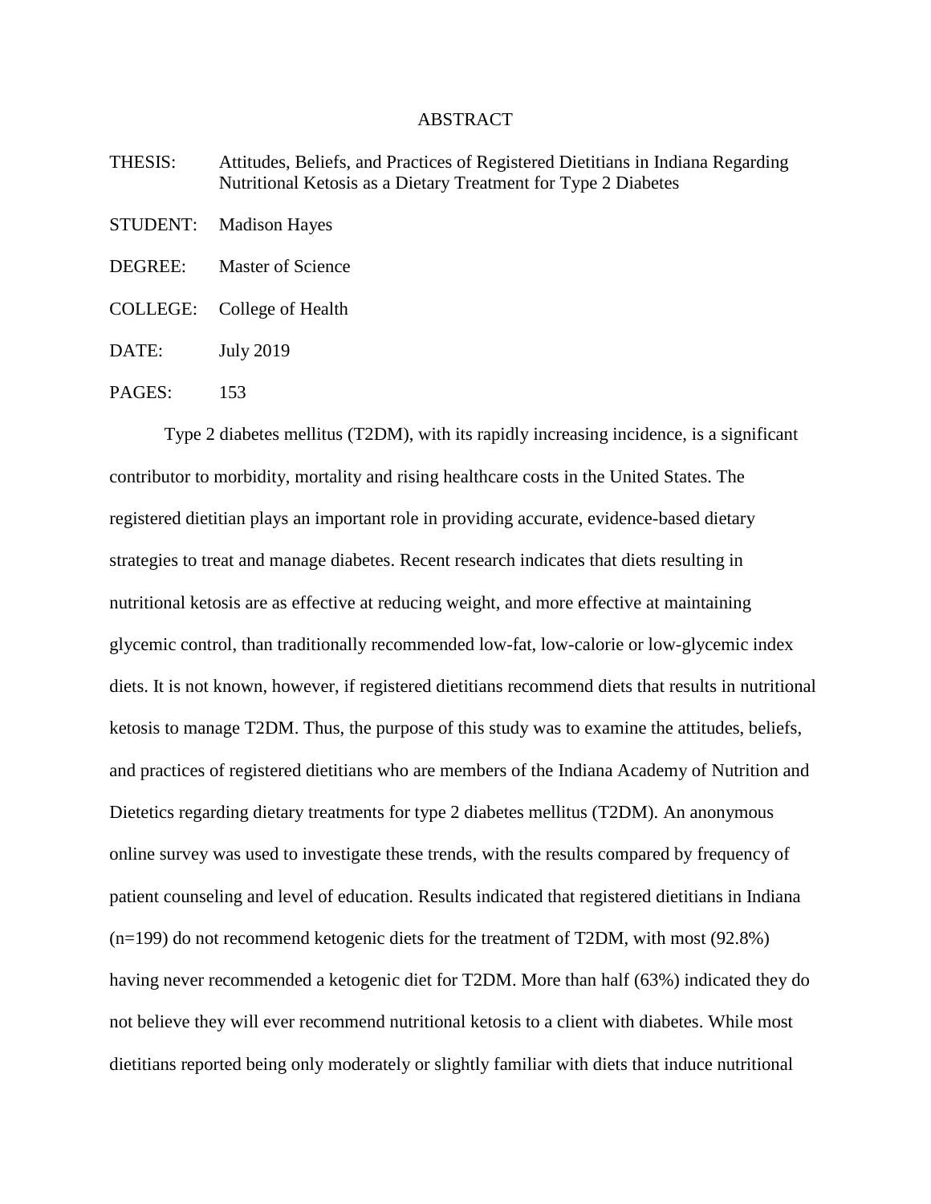# ABSTRACT

THESIS: Attitudes, Beliefs, and Practices of Registered Dietitians in Indiana Regarding Nutritional Ketosis as a Dietary Treatment for Type 2 Diabetes

STUDENT: Madison Hayes

DEGREE: Master of Science

COLLEGE: College of Health

DATE: July 2019

PAGES: 153

Type 2 diabetes mellitus (T2DM), with its rapidly increasing incidence, is a significant contributor to morbidity, mortality and rising healthcare costs in the United States. The registered dietitian plays an important role in providing accurate, evidence-based dietary strategies to treat and manage diabetes. Recent research indicates that diets resulting in nutritional ketosis are as effective at reducing weight, and more effective at maintaining glycemic control, than traditionally recommended low-fat, low-calorie or low-glycemic index diets. It is not known, however, if registered dietitians recommend diets that results in nutritional ketosis to manage T2DM. Thus, the purpose of this study was to examine the attitudes, beliefs, and practices of registered dietitians who are members of the Indiana Academy of Nutrition and Dietetics regarding dietary treatments for type 2 diabetes mellitus (T2DM). An anonymous online survey was used to investigate these trends, with the results compared by frequency of patient counseling and level of education. Results indicated that registered dietitians in Indiana (n=199) do not recommend ketogenic diets for the treatment of T2DM, with most (92.8%) having never recommended a ketogenic diet for T2DM. More than half (63%) indicated they do not believe they will ever recommend nutritional ketosis to a client with diabetes. While most dietitians reported being only moderately or slightly familiar with diets that induce nutritional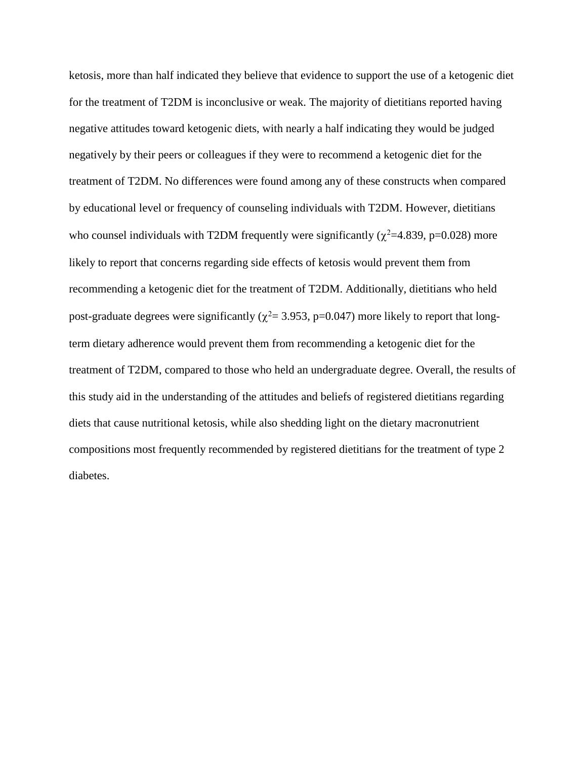ketosis, more than half indicated they believe that evidence to support the use of a ketogenic diet for the treatment of T2DM is inconclusive or weak. The majority of dietitians reported having negative attitudes toward ketogenic diets, with nearly a half indicating they would be judged negatively by their peers or colleagues if they were to recommend a ketogenic diet for the treatment of T2DM. No differences were found among any of these constructs when compared by educational level or frequency of counseling individuals with T2DM. However, dietitians who counsel individuals with T2DM frequently were significantly ($\chi^2$=4.839, p=0.028) more likely to report that concerns regarding side effects of ketosis would prevent them from recommending a ketogenic diet for the treatment of T2DM. Additionally, dietitians who held post-graduate degrees were significantly ($\chi^2$= 3.953, p=0.047) more likely to report that long-term dietary adherence would prevent them from recommending a ketogenic diet for the treatment of T2DM, compared to those who held an undergraduate degree. Overall, the results of this study aid in the understanding of the attitudes and beliefs of registered dietitians regarding diets that cause nutritional ketosis, while also shedding light on the dietary macronutrient compositions most frequently recommended by registered dietitians for the treatment of type 2 diabetes.